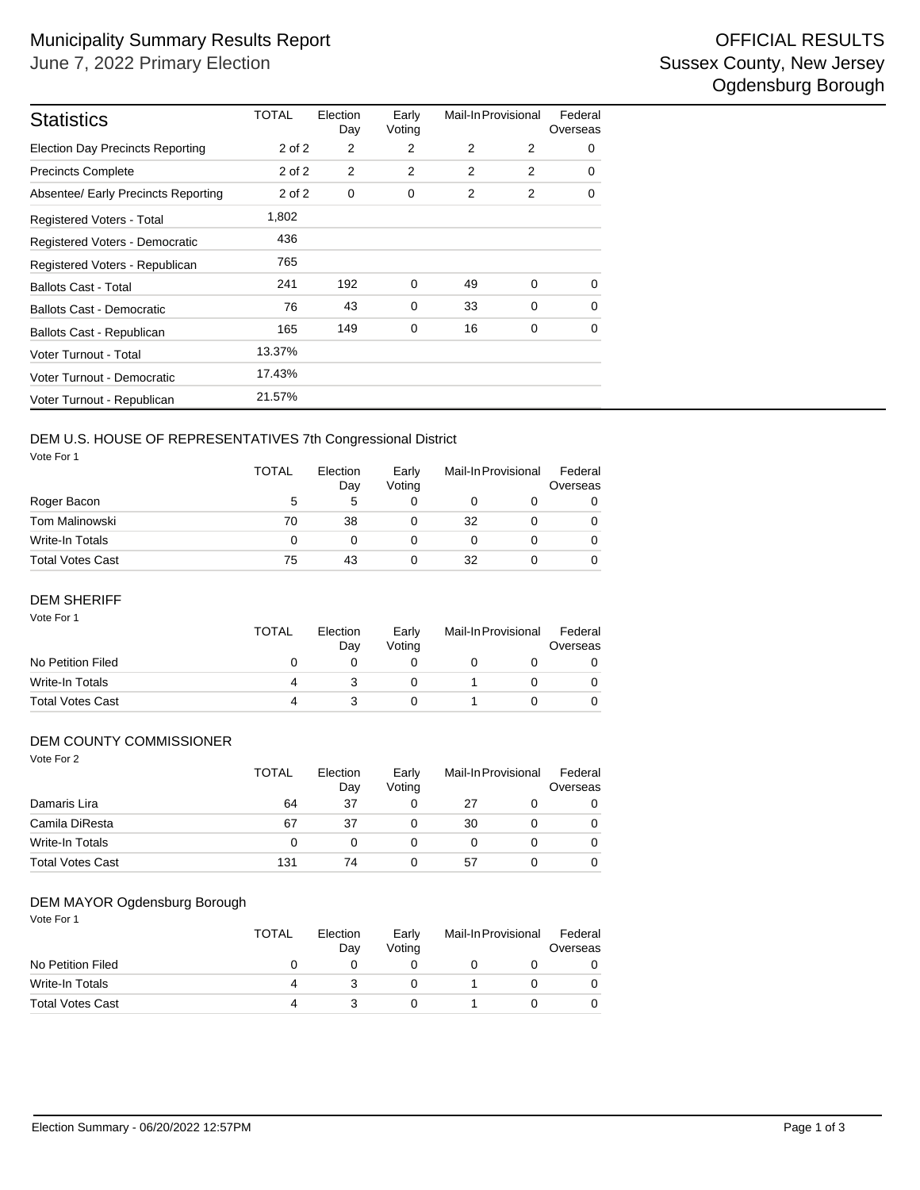# Municipality Summary Results Report

June 7, 2022 Primary Election

OFFICIAL RESULTS
Sussex County, New Jersey
Ogdensburg Borough

| Statistics | TOTAL | Election Day | Early Voting | Mail-In | Provisional | Federal Overseas |
|---|---|---|---|---|---|---|
| Election Day Precincts Reporting | 2 of 2 | 2 | 2 | 2 | 2 | 0 |
| Precincts Complete | 2 of 2 | 2 | 2 | 2 | 2 | 0 |
| Absentee/ Early Precincts Reporting | 2 of 2 | 0 | 0 | 2 | 2 | 0 |
| Registered Voters - Total | 1,802 | | | | | |
| Registered Voters - Democratic | 436 | | | | | |
| Registered Voters - Republican | 765 | | | | | |
| Ballots Cast - Total | 241 | 192 | 0 | 49 | 0 | 0 |
| Ballots Cast - Democratic | 76 | 43 | 0 | 33 | 0 | 0 |
| Ballots Cast - Republican | 165 | 149 | 0 | 16 | 0 | 0 |
| Voter Turnout - Total | 13.37% | | | | | |
| Voter Turnout - Democratic | 17.43% | | | | | |
| Voter Turnout - Republican | 21.57% | | | | | |

## DEM U.S. HOUSE OF REPRESENTATIVES 7th Congressional District

Vote For 1

| | TOTAL | Election Day | Early Voting | Mail-In | Provisional | Federal Overseas |
|---|---|---|---|---|---|---|
| Roger Bacon | 5 | 5 | 0 | 0 | 0 | 0 |
| Tom Malinowski | 70 | 38 | 0 | 32 | 0 | 0 |
| Write-In Totals | 0 | 0 | 0 | 0 | 0 | 0 |
| Total Votes Cast | 75 | 43 | 0 | 32 | 0 | 0 |

## DEM SHERIFF

Vote For 1

| | TOTAL | Election Day | Early Voting | Mail-In | Provisional | Federal Overseas |
|---|---|---|---|---|---|---|
| No Petition Filed | 0 | 0 | 0 | 0 | 0 | 0 |
| Write-In Totals | 4 | 3 | 0 | 1 | 0 | 0 |
| Total Votes Cast | 4 | 3 | 0 | 1 | 0 | 0 |

## DEM COUNTY COMMISSIONER

Vote For 2

| | TOTAL | Election Day | Early Voting | Mail-In | Provisional | Federal Overseas |
|---|---|---|---|---|---|---|
| Damaris Lira | 64 | 37 | 0 | 27 | 0 | 0 |
| Camila DiResta | 67 | 37 | 0 | 30 | 0 | 0 |
| Write-In Totals | 0 | 0 | 0 | 0 | 0 | 0 |
| Total Votes Cast | 131 | 74 | 0 | 57 | 0 | 0 |

## DEM MAYOR Ogdensburg Borough

Vote For 1

| | TOTAL | Election Day | Early Voting | Mail-In | Provisional | Federal Overseas |
|---|---|---|---|---|---|---|
| No Petition Filed | 0 | 0 | 0 | 0 | 0 | 0 |
| Write-In Totals | 4 | 3 | 0 | 1 | 0 | 0 |
| Total Votes Cast | 4 | 3 | 0 | 1 | 0 | 0 |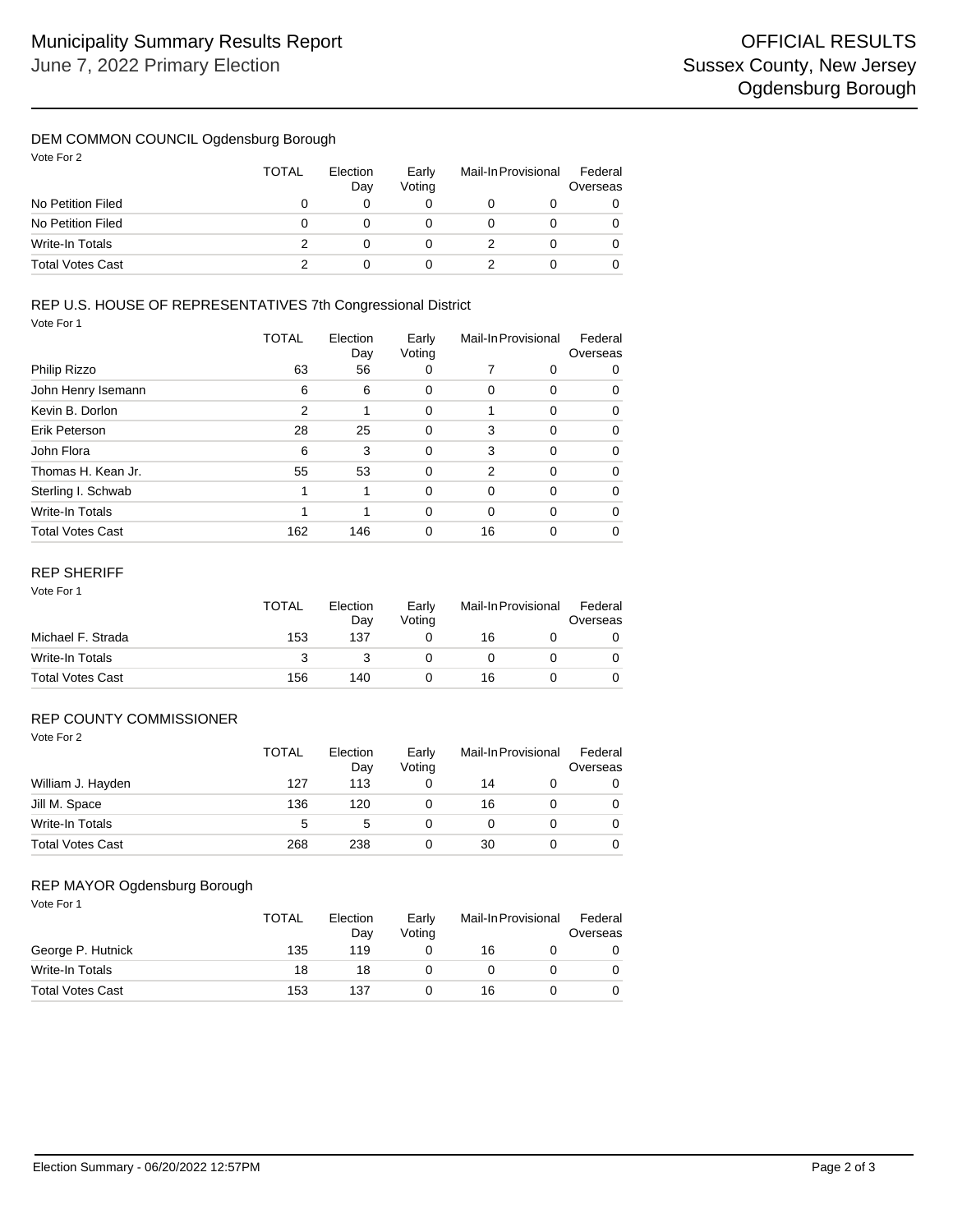# Municipality Summary Results Report

June 7, 2022 Primary Election

OFFICIAL RESULTS
Sussex County, New Jersey
Ogdensburg Borough

## DEM COMMON COUNCIL Ogdensburg Borough

Vote For 2

| | TOTAL | Election Day | Early Voting | Mail-In | Provisional | Federal Overseas |
|---|---|---|---|---|---|---|
| No Petition Filed | 0 | 0 | 0 | 0 | 0 | 0 |
| No Petition Filed | 0 | 0 | 0 | 0 | 0 | 0 |
| Write-In Totals | 2 | 0 | 0 | 2 | 0 | 0 |
| Total Votes Cast | 2 | 0 | 0 | 2 | 0 | 0 |

## REP U.S. HOUSE OF REPRESENTATIVES 7th Congressional District

Vote For 1

| | TOTAL | Election Day | Early Voting | Mail-In | Provisional | Federal Overseas |
|---|---|---|---|---|---|---|
| Philip Rizzo | 63 | 56 | 0 | 7 | 0 | 0 |
| John Henry Isemann | 6 | 6 | 0 | 0 | 0 | 0 |
| Kevin B. Dorlon | 2 | 1 | 0 | 1 | 0 | 0 |
| Erik Peterson | 28 | 25 | 0 | 3 | 0 | 0 |
| John Flora | 6 | 3 | 0 | 3 | 0 | 0 |
| Thomas H. Kean Jr. | 55 | 53 | 0 | 2 | 0 | 0 |
| Sterling I. Schwab | 1 | 1 | 0 | 0 | 0 | 0 |
| Write-In Totals | 1 | 1 | 0 | 0 | 0 | 0 |
| Total Votes Cast | 162 | 146 | 0 | 16 | 0 | 0 |

## REP SHERIFF

Vote For 1

| | TOTAL | Election Day | Early Voting | Mail-In | Provisional | Federal Overseas |
|---|---|---|---|---|---|---|
| Michael F. Strada | 153 | 137 | 0 | 16 | 0 | 0 |
| Write-In Totals | 3 | 3 | 0 | 0 | 0 | 0 |
| Total Votes Cast | 156 | 140 | 0 | 16 | 0 | 0 |

## REP COUNTY COMMISSIONER

Vote For 2

| | TOTAL | Election Day | Early Voting | Mail-In | Provisional | Federal Overseas |
|---|---|---|---|---|---|---|
| William J. Hayden | 127 | 113 | 0 | 14 | 0 | 0 |
| Jill M. Space | 136 | 120 | 0 | 16 | 0 | 0 |
| Write-In Totals | 5 | 5 | 0 | 0 | 0 | 0 |
| Total Votes Cast | 268 | 238 | 0 | 30 | 0 | 0 |

## REP MAYOR Ogdensburg Borough

Vote For 1

| | TOTAL | Election Day | Early Voting | Mail-In | Provisional | Federal Overseas |
|---|---|---|---|---|---|---|
| George P. Hutnick | 135 | 119 | 0 | 16 | 0 | 0 |
| Write-In Totals | 18 | 18 | 0 | 0 | 0 | 0 |
| Total Votes Cast | 153 | 137 | 0 | 16 | 0 | 0 |

Election Summary - 06/20/2022 12:57PM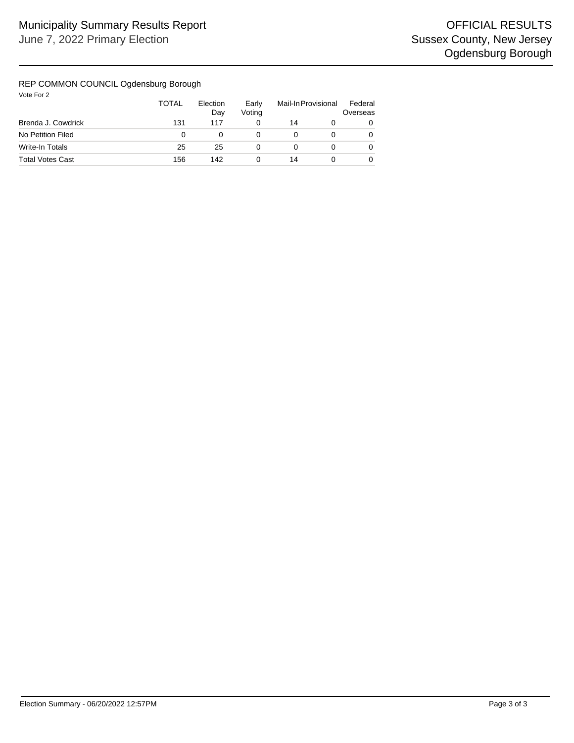# Municipality Summary Results Report

June 7, 2022 Primary Election

OFFICIAL RESULTS
Sussex County, New Jersey
Ogdensburg Borough

## REP COMMON COUNCIL Ogdensburg Borough

Vote For 2

| | TOTAL | Election Day | Early Voting | Mail-In | Provisional | Federal Overseas |
|---|---|---|---|---|---|---|
| Brenda J. Cowdrick | 131 | 117 | 0 | 14 | 0 | 0 |
| No Petition Filed | 0 | 0 | 0 | 0 | 0 | 0 |
| Write-In Totals | 25 | 25 | 0 | 0 | 0 | 0 |
| Total Votes Cast | 156 | 142 | 0 | 14 | 0 | 0 |

Election Summary - 06/20/2022 12:57PM